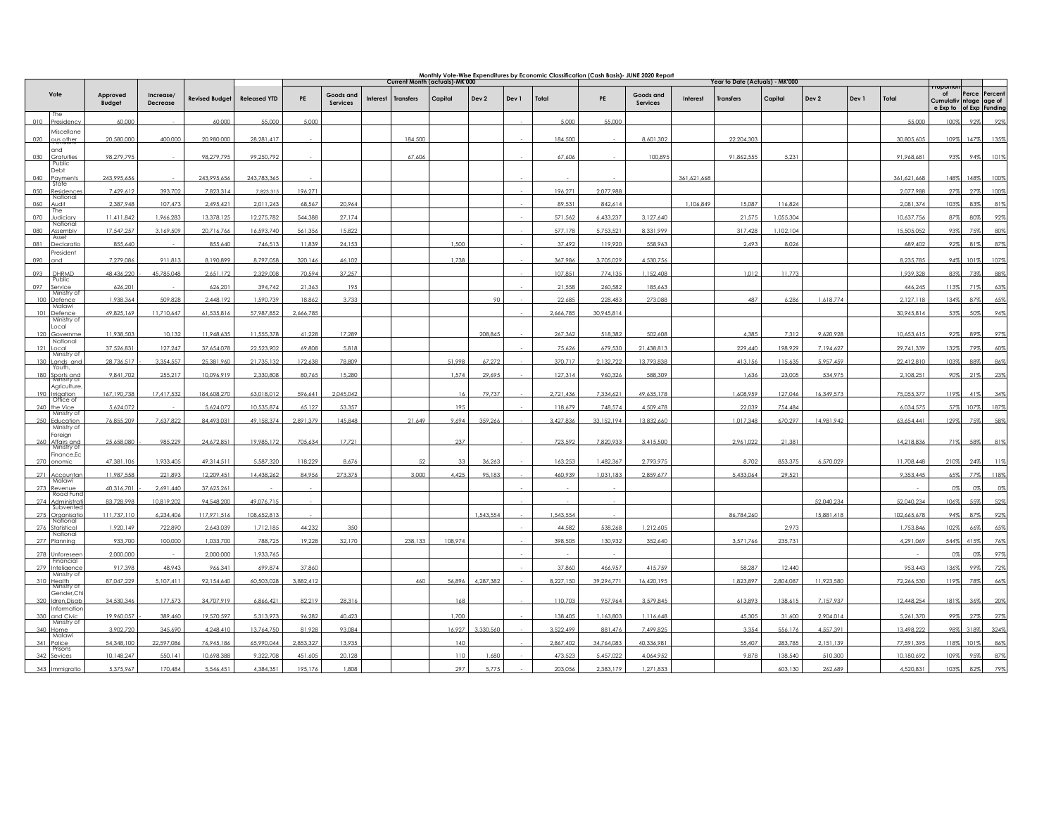**Monthly Vote-Wise Expenditures by Economic Classification (Cash Basis)- JUNE 2020 Report**

| Vote | | Approved Budget | Increase/ Decrease | Revised Budget | Released YTD | Current Month (actuals)-MK'000 | | | | | | | | Year to Date (Actuals) - MK'000 | | | | | | | | Proportion of Cumulative Exp to | Percentage of Exp | Percentage of Funding |
|---|---|---|---|---|---|---|---|---|---|---|---|---|---|---|---|---|---|---|---|---|---|---|---|---|
| | | | | | | PE | Goods and Services | Interest | Transfers | Capital | Dev 2 | Dev 1 | Total | PE | Goods and Services | Interest | Transfers | Capital | Dev 2 | Dev 1 | Total | | | |
| 010 | The Presidency | 60,000 | - | 60,000 | 55,000 | 5,000 | | | | | | - | 5,000 | 55,000 | | | | | | | 55,000 | 100% | 92% | 92% |
| 020 | Miscellane ous other | 20,580,000 | 400,000 | 20,980,000 | 28,281,417 | - | | | 184,500 | | | - | 184,500 | - | 8,601,302 | | 22,204,303 | | | | 30,805,605 | 109% | 147% | 135% |
| 030 | Pensions and Gratuities | 98,279,795 | - | 98,279,795 | 99,250,792 | - | | | 67,606 | | | - | 67,606 | - | 100,895 | | 91,862,555 | 5,231 | | | 91,968,681 | 93% | 94% | 101% |
| 040 | Public Debt Payments | 243,995,656 | - | 243,995,656 | 243,783,365 | - | | | | | | - | - | - | | 361,621,668 | | | | | 361,621,668 | 148% | 148% | 100% |
| 050 | State Residences | 7,429,612 | 393,702 | 7,823,314 | 7,823,315 | 196,271 | | | | | | - | 196,271 | 2,077,988 | | | | | | | 2,077,988 | 27% | 27% | 100% |
| 060 | National Audit | 2,387,948 | 107,473 | 2,495,421 | 2,011,243 | 68,567 | 20,964 | | | | | - | 89,531 | 842,614 | | 1,106,849 | 15,087 | 116,824 | | | 2,081,374 | 103% | 83% | 81% |
| 070 | The Judiciary | 11,411,842 | 1,966,283 | 13,378,125 | 12,275,782 | 544,388 | 27,174 | | | | | - | 571,562 | 6,433,237 | 3,127,640 | | 21,575 | 1,055,304 | | | 10,637,756 | 87% | 80% | 92% |
| 080 | National Assembly | 17,547,257 | 3,169,509 | 20,716,766 | 16,593,740 | 561,356 | 15,822 | | | | | - | 577,178 | 5,753,521 | 8,331,999 | | 317,428 | 1,102,104 | | | 15,505,052 | 93% | 75% | 80% |
| 081 | Asset Declaratio | 855,640 | - | 855,640 | 746,513 | 11,839 | 24,153 | | | 1,500 | | - | 37,492 | 119,920 | 558,963 | | 2,493 | 8,026 | | | 689,402 | 92% | 81% | 87% |
| 090 | President and | 7,279,086 | 911,813 | 8,190,899 | 8,797,058 | 320,146 | 46,102 | | | 1,738 | | - | 367,986 | 3,705,029 | 4,530,756 | | | | | | 8,235,785 | 94% | 101% | 107% |
| 093 | DHRMD | 48,436,220 | - 45,785,048 | 2,651,172 | 2,329,008 | 70,594 | 37,257 | | | | | - | 107,851 | 774,135 | 1,152,408 | | 1,012 | 11,773 | | | 1,939,328 | 83% | 73% | 88% |
| 097 | Public Service | 626,201 | - | 626,201 | 394,742 | 21,363 | 195 | | | | | - | 21,558 | 260,582 | 185,663 | | | | | | 446,245 | 113% | 71% | 63% |
| 100 | Ministry of Defence | 1,938,364 | 509,828 | 2,448,192 | 1,590,739 | 18,862 | 3,733 | | | | 90 | - | 22,685 | 228,483 | 273,088 | | 487 | 6,286 | 1,618,774 | | 2,127,118 | 134% | 87% | 65% |
| 101 | Malawi Defence | 49,825,169 | 11,710,647 | 61,535,816 | 57,987,852 | 2,666,785 | | | | | | - | 2,666,785 | 30,945,814 | | | | | | | 30,945,814 | 53% | 50% | 94% |
| 120 | Ministry of Local Governme | 11,938,503 | 10,132 | 11,948,635 | 11,555,378 | 41,228 | 17,289 | | | | 208,845 | - | 267,362 | 518,382 | 502,608 | | 4,385 | 7,312 | 9,620,928 | | 10,653,615 | 92% | 89% | 97% |
| 121 | National Local | 37,526,831 | 127,247 | 37,654,078 | 22,523,902 | 69,808 | 5,818 | | | | | - | 75,626 | 679,530 | 21,438,813 | | 229,440 | 198,929 | 7,194,627 | | 29,741,339 | 132% | 79% | 60% |
| 130 | Ministry of Lands and | 28,736,517 | - 3,354,557 | 25,381,960 | 21,735,132 | 172,638 | 78,809 | | | 51,998 | 67,272 | - | 370,717 | 2,132,722 | 13,793,838 | | 413,156 | 115,635 | 5,957,459 | | 22,412,810 | 103% | 88% | 86% |
| 180 | Youth, Sports and | 9,841,702 | 255,217 | 10,096,919 | 2,330,808 | 80,765 | 15,280 | | | 1,574 | 29,695 | - | 127,314 | 960,326 | 588,309 | | 1,636 | 23,005 | 534,975 | | 2,108,251 | 90% | 21% | 23% |
| 190 | Ministry of Agriculture, Irrigation | 167,190,738 | 17,417,532 | 184,608,270 | 63,018,012 | 596,641 | 2,045,042 | | | 16 | 79,737 | - | 2,721,436 | 7,334,621 | 49,635,178 | | 1,608,959 | 127,046 | 16,349,573 | | 75,055,377 | 119% | 41% | 34% |
| 240 | Office of the Vice | 5,624,072 | - | 5,624,072 | 10,535,874 | 65,127 | 53,357 | | | 195 | | - | 118,679 | 748,574 | 4,509,478 | | 22,039 | 754,484 | | | 6,034,575 | 57% | 107% | 187% |
| 250 | Ministry of Education | 76,855,209 | 7,637,822 | 84,493,031 | 49,158,374 | 2,891,379 | 145,848 | | 21,649 | 9,694 | 359,266 | - | 3,427,836 | 33,152,194 | 13,832,660 | | 1,017,348 | 670,297 | 14,981,942 | | 63,654,441 | 129% | 75% | 58% |
| 260 | Ministry of Foreign Affairs and | 25,658,080 | - 985,229 | 24,672,851 | 19,985,172 | 705,634 | 17,721 | | | 237 | | - | 723,592 | 7,820,933 | 3,415,500 | | 2,961,022 | 21,381 | | | 14,218,836 | 71% | 58% | 81% |
| 270 | Ministry of Finance,Economic | 47,381,106 | 1,933,405 | 49,314,511 | 5,587,320 | 118,229 | 8,676 | | 52 | 33 | 36,263 | - | 163,253 | 1,482,367 | 2,793,975 | | 8,702 | 853,375 | 6,570,029 | | 11,708,448 | 210% | 24% | 11% |
| 271 | Accountan | 11,987,558 | 221,893 | 12,209,451 | 14,438,262 | 84,956 | 273,375 | | 3,000 | 4,425 | 95,183 | - | 460,939 | 1,031,183 | 2,859,677 | | 5,433,064 | 29,521 | | | 9,353,445 | 65% | 77% | 118% |
| 273 | Malawi Revenue | 40,316,701 | - 2,691,440 | 37,625,261 | - | - | | | | | | - | - | - | | | | | | | - | 0% | 0% | 0% |
| 274 | Road Fund Administrati | 83,728,998 | 10,819,202 | 94,548,200 | 49,076,715 | - | | | | | | - | - | - | | | | | 52,040,234 | | 52,040,234 | 106% | 55% | 52% |
| 275 | Subvented Organisatio | 111,737,110 | 6,234,406 | 117,971,516 | 108,652,813 | - | | | | | 1,543,554 | - | 1,543,554 | - | | | 86,784,260 | | 15,881,418 | | 102,665,678 | 94% | 87% | 92% |
| 276 | National Statistical | 1,920,149 | 722,890 | 2,643,039 | 1,712,185 | 44,232 | 350 | | | | | - | 44,582 | 538,268 | 1,212,605 | | | 2,973 | | | 1,753,846 | 102% | 66% | 65% |
| 277 | National Planning | 933,700 | 100,000 | 1,033,700 | 788,725 | 19,228 | 32,170 | | 238,133 | 108,974 | | - | 398,505 | 130,932 | 352,640 | | 3,571,766 | 235,731 | | | 4,291,069 | 544% | 415% | 76% |
| 278 | Unforeseen | 2,000,000 | - | 2,000,000 | 1,933,765 | | | | | | | - | - | - | | | | | | | - | 0% | 0% | 97% |
| 279 | Financial Inteligence | 917,398 | 48,943 | 966,341 | 699,874 | 37,860 | | | | | | - | 37,860 | 466,957 | 415,759 | | 58,287 | 12,440 | | | 953,443 | 136% | 99% | 72% |
| 310 | Ministry of Health | 87,047,229 | 5,107,411 | 92,154,640 | 60,503,028 | 3,882,412 | | | 460 | 56,896 | 4,287,382 | - | 8,227,150 | 39,294,771 | 16,420,195 | | 1,823,897 | 2,804,087 | 11,923,580 | | 72,266,530 | 119% | 78% | 66% |
| 320 | Ministry of Gender,Children,Disab | 34,530,346 | 177,573 | 34,707,919 | 6,866,421 | 82,219 | 28,316 | | | 168 | | - | 110,703 | 957,964 | 3,579,845 | | 613,893 | 138,615 | 7,157,937 | | 12,448,254 | 181% | 36% | 20% |
| 330 | Information and Civic | 19,960,057 | 389,460 | 19,570,597 | 5,313,973 | 96,282 | 40,423 | | | 1,700 | | - | 138,405 | 1,163,803 | 1,116,648 | | 45,305 | 31,600 | 2,904,014 | | 5,261,370 | 99% | 27% | 27% |
| 340 | Ministry of Home | 3,902,720 | 345,690 | 4,248,410 | 13,764,750 | 81,928 | 93,084 | | | 16,927 | 3,330,560 | - | 3,522,499 | 881,476 | 7,499,825 | | 3,354 | 556,176 | 4,557,391 | | 13,498,222 | 98% | 318% | 324% |
| 341 | Malawi Police | 54,348,100 | 22,597,086 | 76,945,186 | 65,990,044 | 2,853,327 | 13,935 | | | 140 | | - | 2,867,402 | 34,764,083 | 40,336,981 | | 55,407 | 283,785 | 2,151,139 | | 77,591,395 | 118% | 101% | 86% |
| 342 | Prisons Sevices | 10,148,247 | 550,141 | 10,698,388 | 9,322,708 | 451,605 | 20,128 | | | 110 | 1,680 | - | 473,523 | 5,457,022 | 4,064,952 | | 9,878 | 138,540 | 510,300 | | 10,180,692 | 109% | 95% | 87% |
| 343 | Immigratio | 5,375,967 | 170,484 | 5,546,451 | 4,384,351 | 195,176 | 1,808 | | | 297 | 5,775 | - | 203,056 | 2,383,179 | 1,271,833 | | | 603,130 | 262,689 | | 4,520,831 | 103% | 82% | 79% |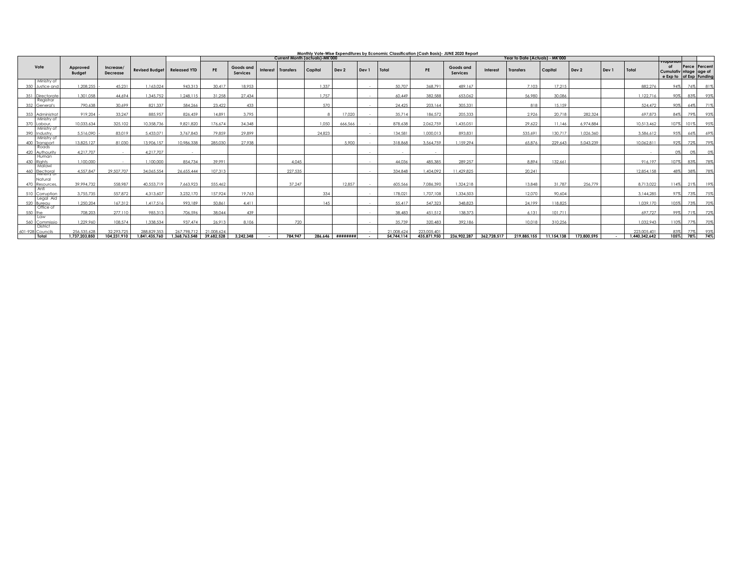**Monthly Vote-Wise Expenditures by Economic Classification (Cash Basis)- JUNE 2020 Report**

| Vote | | Approved Budget | Increase/ Decrease | Revised Budget | Released YTD | Current Month (actuals)-MK'000 | | | | | | | | Year to Date (Actuals) - MK'000 | | | | | | | | Proportion of Cumulative Exp to | Percentage of Exp | Percentage of Funding |
|---|---|---|---|---|---|---|---|---|---|---|---|---|---|---|---|---|---|---|---|---|---|---|---|---|
| | | | | | | PE | Goods and Services | Interest | Transfers | Capital | Dev 2 | Dev 1 | Total | PE | Goods and Services | Interest | Transfers | Capital | Dev 2 | Dev 1 | Total | | | |
| 350 | Ministry of Justice and | 1,208,255 | - 45,231 | 1,163,024 | 943,313 | 30,417 | 18,953 | | | 1,337 | | - | 50,707 | 368,791 | 489,167 | | 7,103 | 17,215 | | | 882,276 | 94% | 76% | 81% |
| 351 | Directorate | 1,301,058 | 44,694 | 1,345,752 | 1,248,115 | 31,258 | 27,434 | | | 1,757 | | - | 60,449 | 382,588 | 653,062 | | 56,980 | 30,086 | | | 1,122,716 | 90% | 83% | 93% |
| 352 | Registrar General's | 790,638 | 30,699 | 821,337 | 584,266 | 23,422 | 433 | | | 570 | | - | 24,425 | 203,164 | 305,331 | | 818 | 15,159 | | | 524,472 | 90% | 64% | 71% |
| 353 | Administrat | 919,204 | - 33,247 | 885,957 | 826,459 | 14,891 | 3,795 | | | 8 | 17,020 | - | 35,714 | 186,572 | 205,333 | | 2,926 | 20,718 | 282,324 | | 697,873 | 84% | 79% | 93% |
| 370 | Ministry of Labour, | 10,033,634 | 325,102 | 10,358,736 | 9,821,820 | 176,674 | 34,348 | | | 1,050 | 666,566 | - | 878,638 | 2,062,759 | 1,435,051 | | 29,622 | 11,146 | 6,974,884 | | 10,513,462 | 107% | 101% | 95% |
| 390 | Ministry of Industry, | 5,516,090 | - 83,019 | 5,433,071 | 3,767,843 | 79,859 | 29,899 | | | 24,823 | | - | 134,581 | 1,000,013 | 893,831 | | 535,691 | 130,717 | 1,026,360 | | 3,586,612 | 95% | 66% | 69% |
| 400 | Ministry of Transport | 13,825,127 | 81,030 | 13,906,157 | 10,986,338 | 285,030 | 27,938 | | | | 5,900 | - | 318,868 | 3,564,759 | 1,159,294 | | 65,876 | 229,643 | 5,043,239 | | 10,062,811 | 92% | 72% | 79% |
| 420 | Roads Authourity | 4,217,707 | - | 4,217,707 | - | | | | | | | - | - | - | | | | | | | - | 0% | 0% | 0% |
| 430 | Human Rights | 1,100,000 | - | 1,100,000 | 854,734 | 39,991 | | | 4,045 | | | - | 44,036 | 485,385 | 289,257 | | 8,894 | 132,661 | | | 916,197 | 107% | 83% | 78% |
| 460 | Malawi Electroral | 4,557,847 | 29,507,707 | 34,065,554 | 26,655,444 | 107,313 | | | 227,535 | | | - | 334,848 | 1,404,092 | 11,429,825 | | 20,241 | | | | 12,854,158 | 48% | 38% | 78% |
| 470 | Ministry of Natural Resources, | 39,994,732 | 558,987 | 40,553,719 | 7,663,923 | 555,462 | | | 37,247 | | 12,857 | - | 605,566 | 7,086,390 | 1,324,218 | | 13,848 | 31,787 | 256,779 | | 8,713,022 | 114% | 21% | 19% |
| 510 | Anti Corruption | 3,755,735 | 557,872 | 4,313,607 | 3,232,170 | 157,924 | 19,763 | | | 334 | | - | 178,021 | 1,707,108 | 1,334,503 | | 12,070 | 90,604 | | | 3,144,285 | 97% | 73% | 75% |
| 520 | Legal Aid Bureau | 1,250,204 | 167,312 | 1,417,516 | 993,189 | 50,861 | 4,411 | | | 145 | | - | 55,417 | 547,323 | 348,823 | | 24,199 | 118,825 | | | 1,039,170 | 105% | 73% | 70% |
| 550 | Office of the | 708,203 | 277,110 | 985,313 | 706,596 | 38,044 | 439 | | | | | - | 38,483 | 451,512 | 138,373 | | 6,131 | 101,711 | | | 697,727 | 99% | 71% | 72% |
| 560 | Law Commissio | 1,229,960 | 108,574 | 1,338,534 | 937,474 | 26,913 | 8,106 | | 720 | | | - | 35,739 | 320,483 | 392,186 | | 10,018 | 310,256 | | | 1,032,943 | 110% | 77% | 70% |
| 601-928 | District Councils | 256,535,628 | 32,293,725 | 288,829,353 | 267,798,712 | 21,008,624 | | | | | | - | 21,008,624 | 223,005,401 | | | | | | | 223,005,401 | 83% | 77% | 93% |
| | Total | 1,737,203,850 | 104,231,910 | 1,841,435,760 | 1,368,763,548 | 39,682,528 | 3,242,348 | - | 784,947 | 286,646 | ######## | - | 54,744,114 | 435,871,950 | 236,902,287 | 362,728,517 | 219,885,155 | 11,154,138 | 173,800,595 | - | 1,440,342,642 | 105% | 78% | 74% |